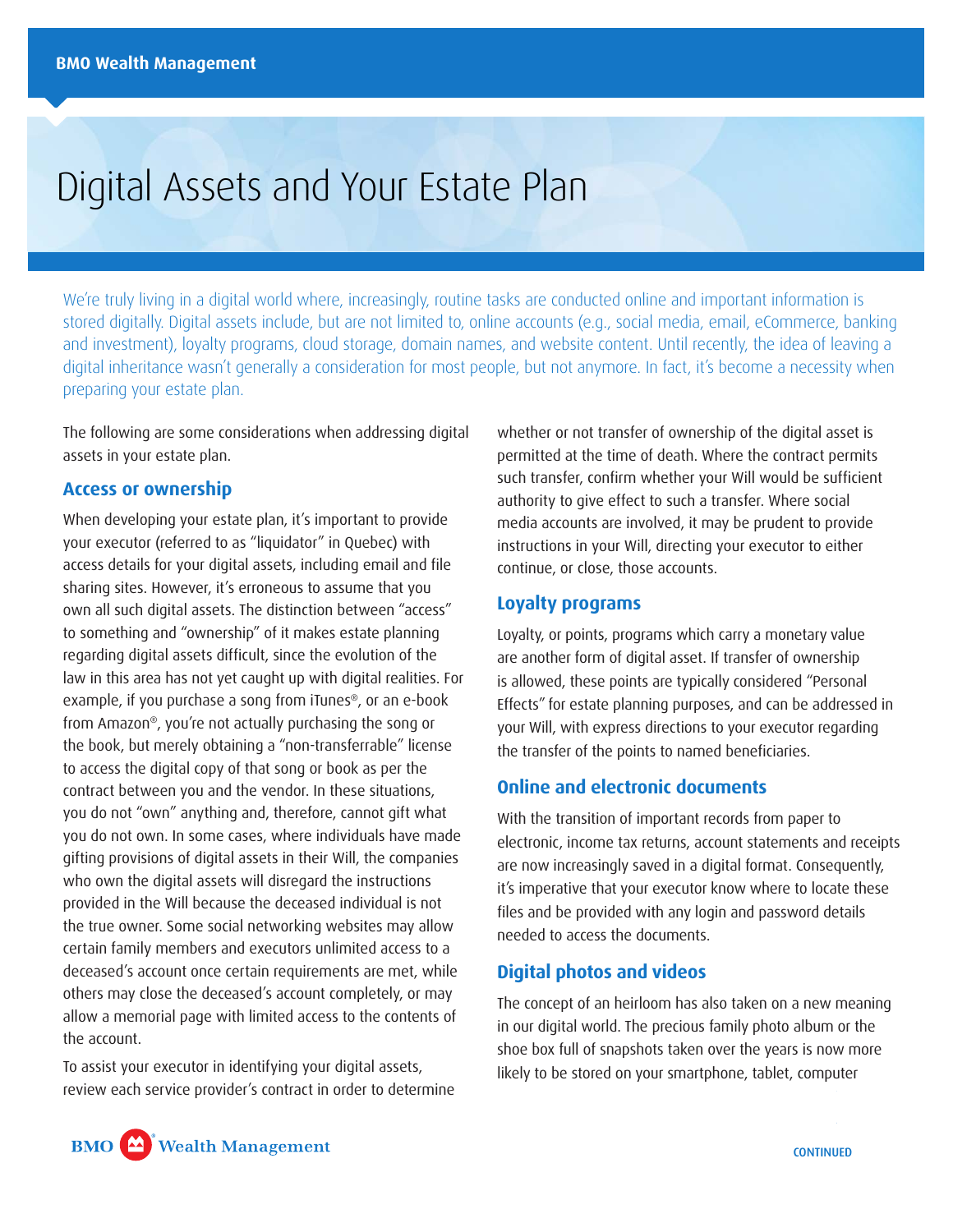# Digital Assets and Your Estate Plan

We're truly living in a digital world where, increasingly, routine tasks are conducted online and important information is stored digitally. Digital assets include, but are not limited to, online accounts (e.g., social media, email, eCommerce, banking and investment), loyalty programs, cloud storage, domain names, and website content. Until recently, the idea of leaving a digital inheritance wasn't generally a consideration for most people, but not anymore. In fact, it's become a necessity when preparing your estate plan.

The following are some considerations when addressing digital assets in your estate plan.

## Access or ownership

When developing your estate plan, it's important to provide your executor (referred to as "liquidator" in Quebec) with access details for your digital assets, including email and file sharing sites. However, it's erroneous to assume that you own all such digital assets. The distinction between "access" to something and "ownership" of it makes estate planning regarding digital assets difficult, since the evolution of the law in this area has not yet caught up with digital realities. For example, if you purchase a song from iTunes®, or an e-book from Amazon®, you're not actually purchasing the song or the book, but merely obtaining a "non-transferrable" license to access the digital copy of that song or book as per the contract between you and the vendor. In these situations, you do not "own" anything and, therefore, cannot gift what you do not own. In some cases, where individuals have made gifting provisions of digital assets in their Will, the companies who own the digital assets will disregard the instructions provided in the Will because the deceased individual is not the true owner. Some social networking websites may allow certain family members and executors unlimited access to a deceased's account once certain requirements are met, while others may close the deceased's account completely, or may allow a memorial page with limited access to the contents of the account.

To assist your executor in identifying your digital assets, review each service provider's contract in order to determine whether or not transfer of ownership of the digital asset is permitted at the time of death. Where the contract permits such transfer, confirm whether your Will would be sufficient authority to give effect to such a transfer. Where social media accounts are involved, it may be prudent to provide instructions in your Will, directing your executor to either continue, or close, those accounts.

## Loyalty programs

Loyalty, or points, programs which carry a monetary value are another form of digital asset. If transfer of ownership is allowed, these points are typically considered "Personal Effects" for estate planning purposes, and can be addressed in your Will, with express directions to your executor regarding the transfer of the points to named beneficiaries.

## Online and electronic documents

With the transition of important records from paper to electronic, income tax returns, account statements and receipts are now increasingly saved in a digital format. Consequently, it's imperative that your executor know where to locate these files and be provided with any login and password details needed to access the documents.

## Digital photos and videos

The concept of an heirloom has also taken on a new meaning in our digital world. The precious family photo album or the shoe box full of snapshots taken over the years is now more likely to be stored on your smartphone, tablet, computer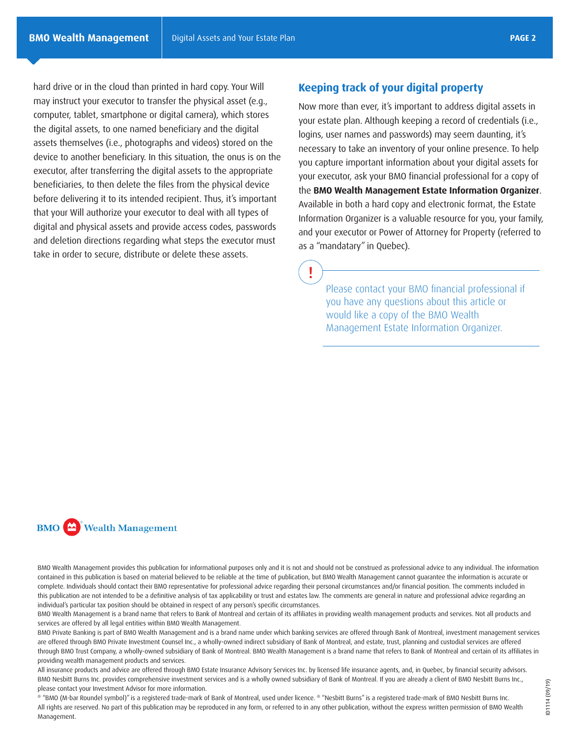hard drive or in the cloud than printed in hard copy. Your Will may instruct your executor to transfer the physical asset (e.g., computer, tablet, smartphone or digital camera), which stores the digital assets, to one named beneficiary and the digital assets themselves (i.e., photographs and videos) stored on the device to another beneficiary. In this situation, the onus is on the executor, after transferring the digital assets to the appropriate beneficiaries, to then delete the files from the physical device before delivering it to its intended recipient. Thus, it's important that your Will authorize your executor to deal with all types of digital and physical assets and provide access codes, passwords and deletion directions regarding what steps the executor must take in order to secure, distribute or delete these assets.

## Keeping track of your digital property

Now more than ever, it's important to address digital assets in your estate plan. Although keeping a record of credentials (i.e., logins, user names and passwords) may seem daunting, it's necessary to take an inventory of your online presence. To help you capture important information about your digital assets for your executor, ask your BMO financial professional for a copy of the **BMO Wealth Management Estate Information Organizer**. Available in both a hard copy and electronic format, the Estate Information Organizer is a valuable resource for you, your family, and your executor or Power of Attorney for Property (referred to as a "mandatary" in Quebec).

Please contact your BMO financial professional if you have any questions about this article or would like a copy of the BMO Wealth Management Estate Information Organizer.

BMO Wealth Management

BMO Wealth Management provides this publication for informational purposes only and it is not and should not be construed as professional advice to any individual. The information contained in this publication is based on material believed to be reliable at the time of publication, but BMO Wealth Management cannot guarantee the information is accurate or complete. Individuals should contact their BMO representative for professional advice regarding their personal circumstances and/or financial position. The comments included in this publication are not intended to be a definitive analysis of tax applicability or trust and estates law. The comments are general in nature and professional advice regarding an individual's particular tax position should be obtained in respect of any person's specific circumstances.

BMO Wealth Management is a brand name that refers to Bank of Montreal and certain of its affiliates in providing wealth management products and services. Not all products and services are offered by all legal entities within BMO Wealth Management.

BMO Private Banking is part of BMO Wealth Management and is a brand name under which banking services are offered through Bank of Montreal, investment management services are offered through BMO Private Investment Counsel Inc., a wholly-owned indirect subsidiary of Bank of Montreal, and estate, trust, planning and custodial services are offered through BMO Trust Company, a wholly-owned subsidiary of Bank of Montreal. BMO Wealth Management is a brand name that refers to Bank of Montreal and certain of its affiliates in providing wealth management products and services.

All insurance products and advice are offered through BMO Estate Insurance Advisory Services Inc. by licensed life insurance agents, and, in Quebec, by financial security advisors.

BMO Nesbitt Burns Inc. provides comprehensive investment services and is a wholly owned subsidiary of Bank of Montreal. If you are already a client of BMO Nesbitt Burns Inc., please contact your Investment Advisor for more information.

® "BMO (M-bar Roundel symbol)" is a registered trade-mark of Bank of Montreal, used under licence. ® "Nesbitt Burns" is a registered trade-mark of BMO Nesbitt Burns Inc.

All rights are reserved. No part of this publication may be reproduced in any form, or referred to in any other publication, without the express written permission of BMO Wealth Management.

ID1114 (09/19)